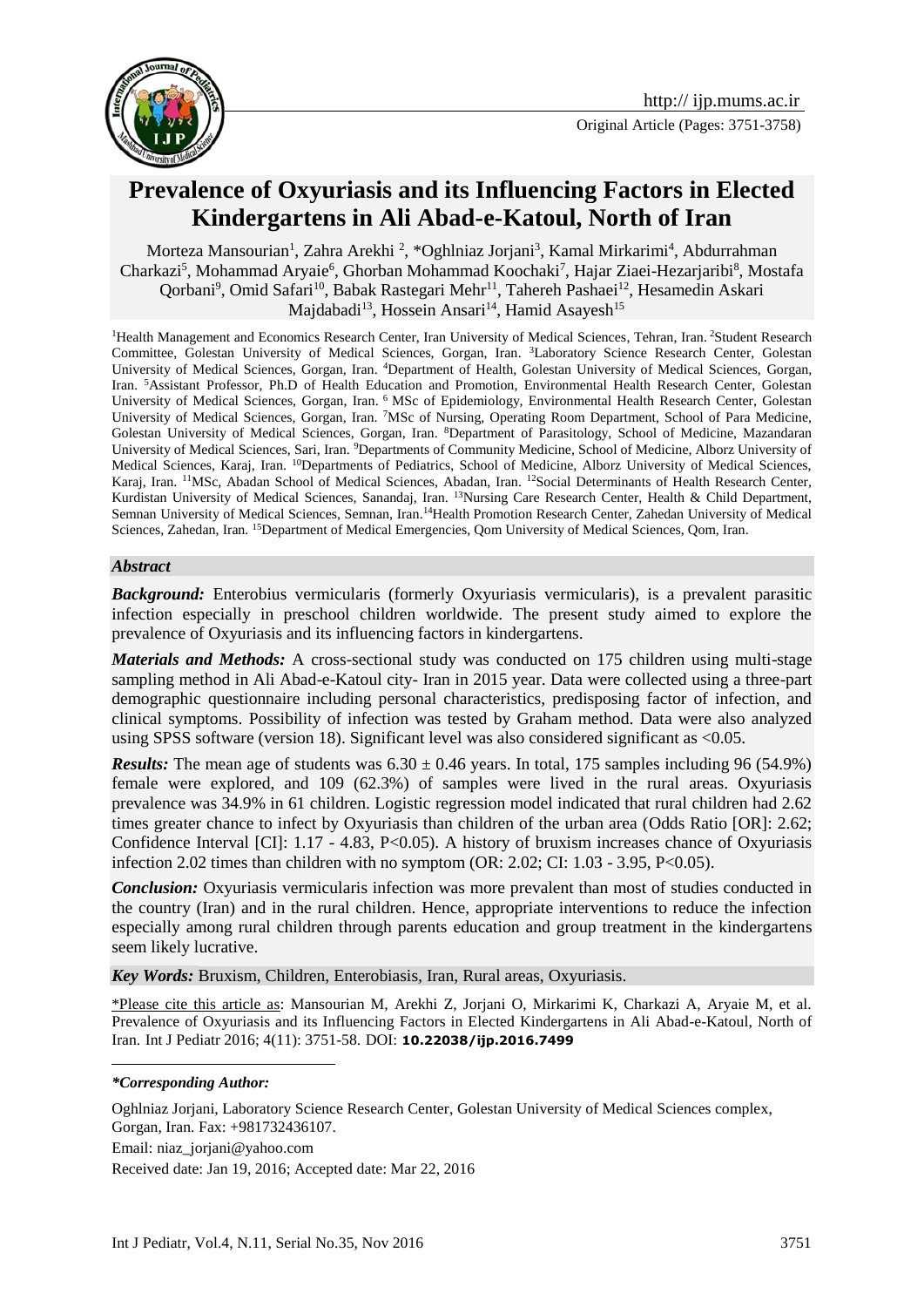Original Article (Pages: 3751-3758)

# Prevalence of Oxyuriasis and its Influencing Factors in Elected Kindergartens in Ali Abad-e-Katoul, North of Iran

Morteza Mansourian[1], Zahra Arekhi [2], *Oghlniaz Jorjani[3], Kamal Mirkarimi[4], Abdurrahman Charkazi[5], Mohammad Aryaie[6], Ghorban Mohammad Koochaki[7], Hajar Ziaei-Hezarjaribi[8], Mostafa Qorbani[9], Omid Safari[10], Babak Rastegari Mehr[11], Tahereh Pashaei[12], Hesamedin Askari Majdabadi[13], Hossein Ansari[14], Hamid Asayesh[15]

[1]Health Management and Economics Research Center, Iran University of Medical Sciences, Tehran, Iran. [2]Student Research Committee, Golestan University of Medical Sciences, Gorgan, Iran. [3]Laboratory Science Research Center, Golestan University of Medical Sciences, Gorgan, Iran. [4]Department of Health, Golestan University of Medical Sciences, Gorgan, Iran. [5]Assistant Professor, Ph.D of Health Education and Promotion, Environmental Health Research Center, Golestan University of Medical Sciences, Gorgan, Iran. [6] MSc of Epidemiology, Environmental Health Research Center, Golestan University of Medical Sciences, Gorgan, Iran. [7]MSc of Nursing, Operating Room Department, School of Para Medicine, Golestan University of Medical Sciences, Gorgan, Iran. [8]Department of Parasitology, School of Medicine, Mazandaran University of Medical Sciences, Sari, Iran. [9]Departments of Community Medicine, School of Medicine, Alborz University of Medical Sciences, Karaj, Iran. [10]Departments of Pediatrics, School of Medicine, Alborz University of Medical Sciences, Karaj, Iran. [11]MSc, Abadan School of Medical Sciences, Abadan, Iran. [12]Social Determinants of Health Research Center, Kurdistan University of Medical Sciences, Sanandaj, Iran. [13]Nursing Care Research Center, Health & Child Department, Semnan University of Medical Sciences, Semnan, Iran.[14]Health Promotion Research Center, Zahedan University of Medical Sciences, Zahedan, Iran. [15]Department of Medical Emergencies, Qom University of Medical Sciences, Qom, Iran.

### *Abstract*

***Background:*** Enterobius vermicularis (formerly Oxyuriasis vermicularis), is a prevalent parasitic infection especially in preschool children worldwide. The present study aimed to explore the prevalence of Oxyuriasis and its influencing factors in kindergartens.

***Materials and Methods:*** A cross-sectional study was conducted on 175 children using multi-stage sampling method in Ali Abad-e-Katoul city- Iran in 2015 year. Data were collected using a three-part demographic questionnaire including personal characteristics, predisposing factor of infection, and clinical symptoms. Possibility of infection was tested by Graham method. Data were also analyzed using SPSS software (version 18). Significant level was also considered significant as <0.05.

***Results:*** The mean age of students was $6.30 \pm 0.46$ years. In total, 175 samples including 96 (54.9%) female were explored, and 109 (62.3%) of samples were lived in the rural areas. Oxyuriasis prevalence was 34.9% in 61 children. Logistic regression model indicated that rural children had 2.62 times greater chance to infect by Oxyuriasis than children of the urban area (Odds Ratio [OR]: 2.62; Confidence Interval [CI]: 1.17 - 4.83, P<0.05). A history of bruxism increases chance of Oxyuriasis infection 2.02 times than children with no symptom (OR: 2.02; CI: 1.03 - 3.95, P<0.05).

***Conclusion:*** Oxyuriasis vermicularis infection was more prevalent than most of studies conducted in the country (Iran) and in the rural children. Hence, appropriate interventions to reduce the infection especially among rural children through parents education and group treatment in the kindergartens seem likely lucrative.

***Key Words:*** Bruxism, Children, Enterobiasis, Iran, Rural areas, Oxyuriasis.

\*Please cite this article as: Mansourian M, Arekhi Z, Jorjani O, Mirkarimi K, Charkazi A, Aryaie M, et al. Prevalence of Oxyuriasis and its Influencing Factors in Elected Kindergartens in Ali Abad-e-Katoul, North of Iran. Int J Pediatr 2016; 4(11): 3751-58. DOI: **10.22038/ijp.2016.7499**

***\*Corresponding Author:***

Oghlniaz Jorjani, Laboratory Science Research Center, Golestan University of Medical Sciences complex, Gorgan, Iran. Fax: +981732436107.

Email: niaz_jorjani@yahoo.com

Received date: Jan 19, 2016; Accepted date: Mar 22, 2016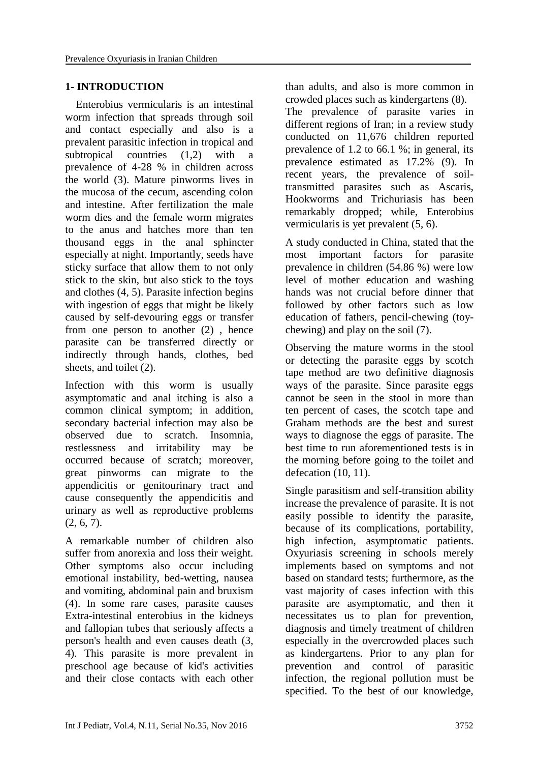## 1- INTRODUCTION

Enterobius vermicularis is an intestinal worm infection that spreads through soil and contact especially and also is a prevalent parasitic infection in tropical and subtropical countries (1,2) with a prevalence of 4-28 % in children across the world (3). Mature pinworms lives in the mucosa of the cecum, ascending colon and intestine. After fertilization the male worm dies and the female worm migrates to the anus and hatches more than ten thousand eggs in the anal sphincter especially at night. Importantly, seeds have sticky surface that allow them to not only stick to the skin, but also stick to the toys and clothes (4, 5). Parasite infection begins with ingestion of eggs that might be likely caused by self-devouring eggs or transfer from one person to another (2) , hence parasite can be transferred directly or indirectly through hands, clothes, bed sheets, and toilet (2).

Infection with this worm is usually asymptomatic and anal itching is also a common clinical symptom; in addition, secondary bacterial infection may also be observed due to scratch. Insomnia, restlessness and irritability may be occurred because of scratch; moreover, great pinworms can migrate to the appendicitis or genitourinary tract and cause consequently the appendicitis and urinary as well as reproductive problems (2, 6, 7).

A remarkable number of children also suffer from anorexia and loss their weight. Other symptoms also occur including emotional instability, bed-wetting, nausea and vomiting, abdominal pain and bruxism (4). In some rare cases, parasite causes Extra-intestinal enterobius in the kidneys and fallopian tubes that seriously affects a person's health and even causes death (3, 4). This parasite is more prevalent in preschool age because of kid's activities and their close contacts with each other than adults, and also is more common in crowded places such as kindergartens (8).

The prevalence of parasite varies in different regions of Iran; in a review study conducted on 11,676 children reported prevalence of 1.2 to 66.1 %; in general, its prevalence estimated as 17.2% (9). In recent years, the prevalence of soil-transmitted parasites such as Ascaris, Hookworms and Trichuriasis has been remarkably dropped; while, Enterobius vermicularis is yet prevalent (5, 6).

A study conducted in China, stated that the most important factors for parasite prevalence in children (54.86 %) were low level of mother education and washing hands was not crucial before dinner that followed by other factors such as low education of fathers, pencil-chewing (toy-chewing) and play on the soil (7).

Observing the mature worms in the stool or detecting the parasite eggs by scotch tape method are two definitive diagnosis ways of the parasite. Since parasite eggs cannot be seen in the stool in more than ten percent of cases, the scotch tape and Graham methods are the best and surest ways to diagnose the eggs of parasite. The best time to run aforementioned tests is in the morning before going to the toilet and defecation (10, 11).

Single parasitism and self-transition ability increase the prevalence of parasite. It is not easily possible to identify the parasite, because of its complications, portability, high infection, asymptomatic patients. Oxyuriasis screening in schools merely implements based on symptoms and not based on standard tests; furthermore, as the vast majority of cases infection with this parasite are asymptomatic, and then it necessitates us to plan for prevention, diagnosis and timely treatment of children especially in the overcrowded places such as kindergartens. Prior to any plan for prevention and control of parasitic infection, the regional pollution must be specified. To the best of our knowledge,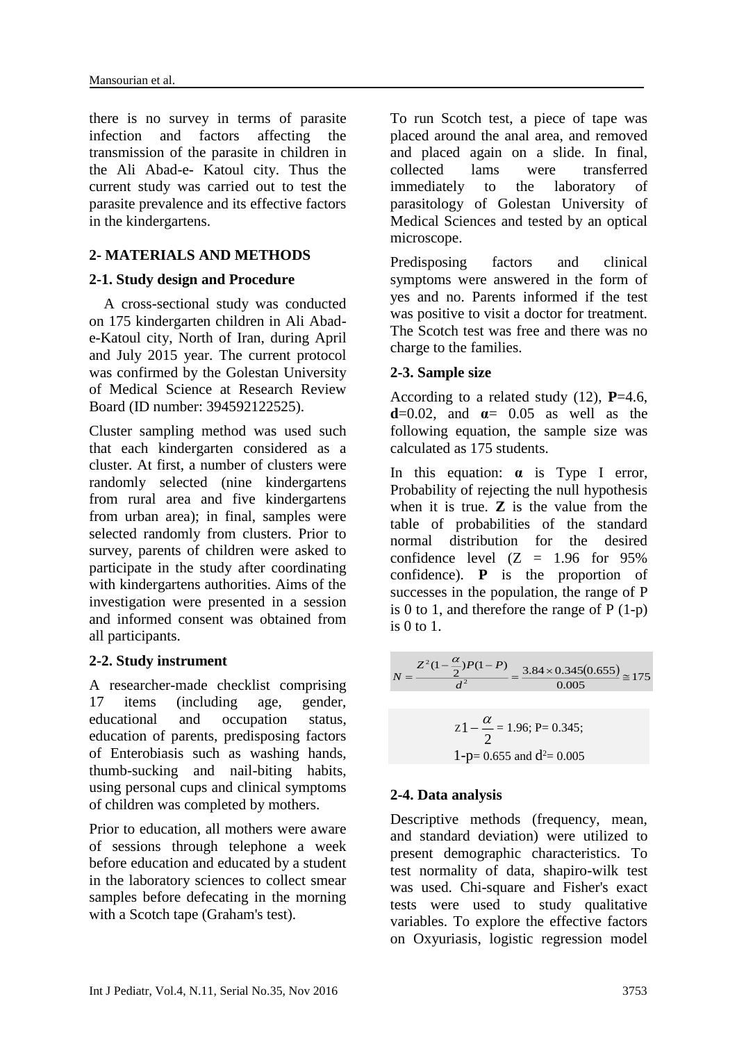there is no survey in terms of parasite infection and factors affecting the transmission of the parasite in children in the Ali Abad-e- Katoul city. Thus the current study was carried out to test the parasite prevalence and its effective factors in the kindergartens.

## 2- MATERIALS AND METHODS

### 2-1. Study design and Procedure

A cross-sectional study was conducted on 175 kindergarten children in Ali Abad-e-Katoul city, North of Iran, during April and July 2015 year. The current protocol was confirmed by the Golestan University of Medical Science at Research Review Board (ID number: 394592122525).

Cluster sampling method was used such that each kindergarten considered as a cluster. At first, a number of clusters were randomly selected (nine kindergartens from rural area and five kindergartens from urban area); in final, samples were selected randomly from clusters. Prior to survey, parents of children were asked to participate in the study after coordinating with kindergartens authorities. Aims of the investigation were presented in a session and informed consent was obtained from all participants.

### 2-2. Study instrument

A researcher-made checklist comprising 17 items (including age, gender, educational and occupation status, education of parents, predisposing factors of Enterobiasis such as washing hands, thumb-sucking and nail-biting habits, using personal cups and clinical symptoms of children was completed by mothers.

Prior to education, all mothers were aware of sessions through telephone a week before education and educated by a student in the laboratory sciences to collect smear samples before defecating in the morning with a Scotch tape (Graham's test).

To run Scotch test, a piece of tape was placed around the anal area, and removed and placed again on a slide. In final, collected lams were transferred immediately to the laboratory of parasitology of Golestan University of Medical Sciences and tested by an optical microscope.

Predisposing factors and clinical symptoms were answered in the form of yes and no. Parents informed if the test was positive to visit a doctor for treatment. The Scotch test was free and there was no charge to the families.

### 2-3. Sample size

According to a related study (12), **P**=4.6, **d**=0.02, and **α**= 0.05 as well as the following equation, the sample size was calculated as 175 students.

In this equation: **α** is Type I error, Probability of rejecting the null hypothesis when it is true. **Z** is the value from the table of probabilities of the standard normal distribution for the desired confidence level (Z = 1.96 for 95% confidence). **P** is the proportion of successes in the population, the range of P is 0 to 1, and therefore the range of P (1-p) is 0 to 1.

$$N = \frac{Z^2(1-\frac{\alpha}{2})P(1-P)}{d^2} = \frac{3.84 \times 0.345(0.655)}{0.005} \cong 175$$

$$z1-\frac{\alpha}{2} = 1.96;\ P= 0.345;$$
$$1\text{-}p= 0.655 \text{ and } d^2= 0.005$$

### 2-4. Data analysis

Descriptive methods (frequency, mean, and standard deviation) were utilized to present demographic characteristics. To test normality of data, shapiro-wilk test was used. Chi-square and Fisher's exact tests were used to study qualitative variables. To explore the effective factors on Oxyuriasis, logistic regression model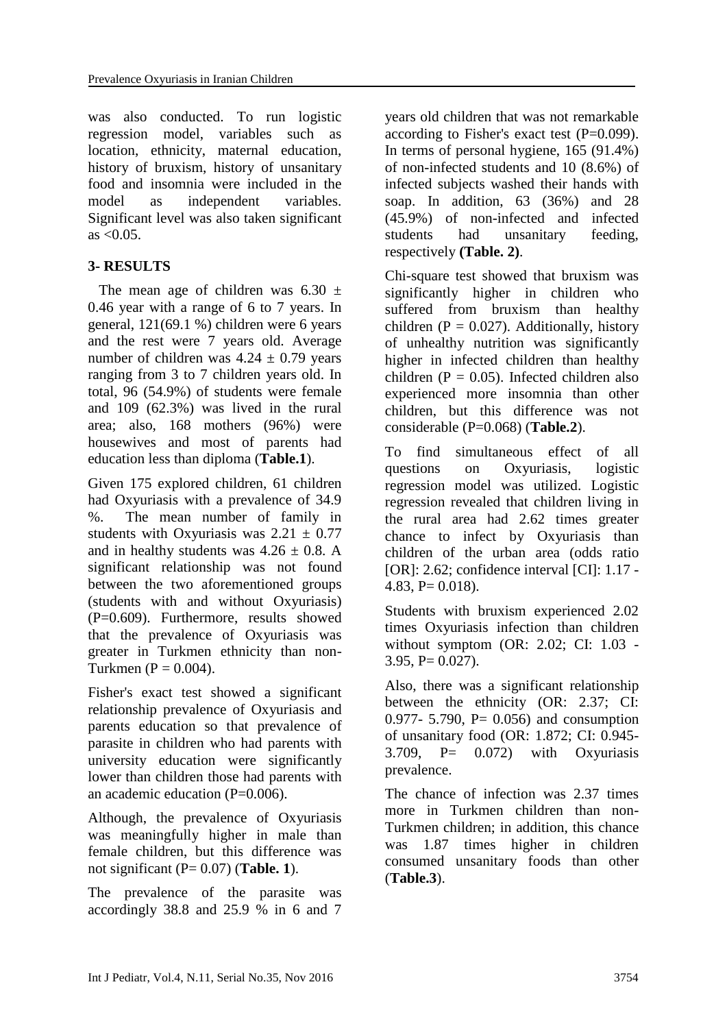was also conducted. To run logistic regression model, variables such as location, ethnicity, maternal education, history of bruxism, history of unsanitary food and insomnia were included in the model as independent variables. Significant level was also taken significant as <0.05.

## 3- RESULTS

The mean age of children was 6.30 ± 0.46 year with a range of 6 to 7 years. In general, 121(69.1 %) children were 6 years and the rest were 7 years old. Average number of children was 4.24 ± 0.79 years ranging from 3 to 7 children years old. In total, 96 (54.9%) of students were female and 109 (62.3%) was lived in the rural area; also, 168 mothers (96%) were housewives and most of parents had education less than diploma (**Table.1**).

Given 175 explored children, 61 children had Oxyuriasis with a prevalence of 34.9 %. The mean number of family in students with Oxyuriasis was 2.21 ± 0.77 and in healthy students was 4.26 ± 0.8. A significant relationship was not found between the two aforementioned groups (students with and without Oxyuriasis) (P=0.609). Furthermore, results showed that the prevalence of Oxyuriasis was greater in Turkmen ethnicity than non-Turkmen (P = 0.004).

Fisher's exact test showed a significant relationship prevalence of Oxyuriasis and parents education so that prevalence of parasite in children who had parents with university education were significantly lower than children those had parents with an academic education (P=0.006).

Although, the prevalence of Oxyuriasis was meaningfully higher in male than female children, but this difference was not significant (P= 0.07) (**Table. 1**).

The prevalence of the parasite was accordingly 38.8 and 25.9 % in 6 and 7 years old children that was not remarkable according to Fisher's exact test (P=0.099). In terms of personal hygiene, 165 (91.4%) of non-infected students and 10 (8.6%) of infected subjects washed their hands with soap. In addition, 63 (36%) and 28 (45.9%) of non-infected and infected students had unsanitary feeding, respectively **(Table. 2)**.

Chi-square test showed that bruxism was significantly higher in children who suffered from bruxism than healthy children (P = 0.027). Additionally, history of unhealthy nutrition was significantly higher in infected children than healthy children (P = 0.05). Infected children also experienced more insomnia than other children, but this difference was not considerable (P=0.068) (**Table.2**).

To find simultaneous effect of all questions on Oxyuriasis, logistic regression model was utilized. Logistic regression revealed that children living in the rural area had 2.62 times greater chance to infect by Oxyuriasis than children of the urban area (odds ratio [OR]: 2.62; confidence interval [CI]: 1.17 - 4.83, P= 0.018).

Students with bruxism experienced 2.02 times Oxyuriasis infection than children without symptom (OR: 2.02; CI: 1.03 - 3.95, P= 0.027).

Also, there was a significant relationship between the ethnicity (OR: 2.37; CI: 0.977- 5.790, P= 0.056) and consumption of unsanitary food (OR: 1.872; CI: 0.945- 3.709, P= 0.072) with Oxyuriasis prevalence.

The chance of infection was 2.37 times more in Turkmen children than non-Turkmen children; in addition, this chance was 1.87 times higher in children consumed unsanitary foods than other (**Table.3**).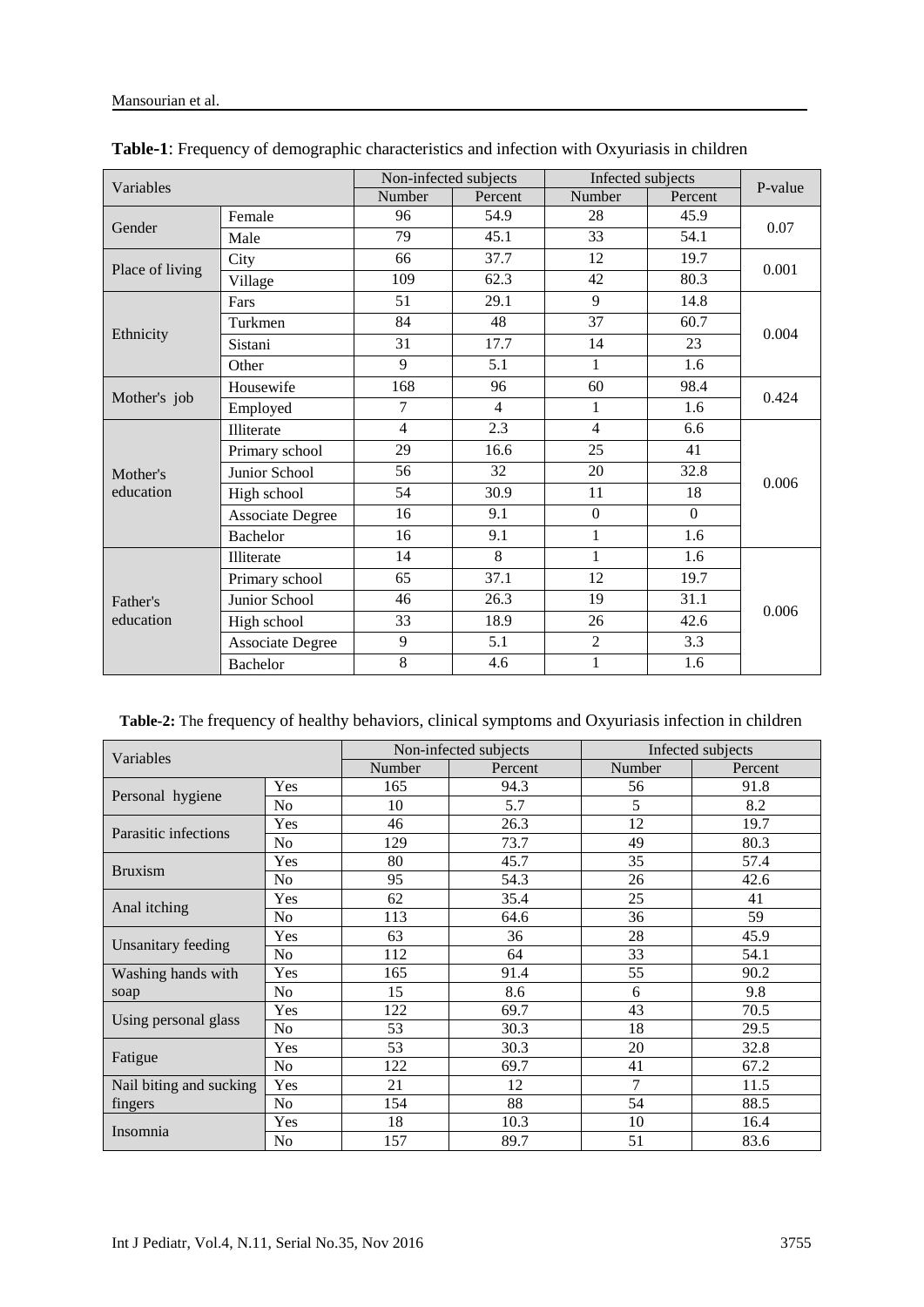**Table-1**: Frequency of demographic characteristics and infection with Oxyuriasis in children

| Variables | | Non-infected subjects | | Infected subjects | | P-value |
|---|---|---|---|---|---|---|
| | | Number | Percent | Number | Percent | |
| Gender | Female | 96 | 54.9 | 28 | 45.9 | 0.07 |
| | Male | 79 | 45.1 | 33 | 54.1 | |
| Place of living | City | 66 | 37.7 | 12 | 19.7 | 0.001 |
| | Village | 109 | 62.3 | 42 | 80.3 | |
| Ethnicity | Fars | 51 | 29.1 | 9 | 14.8 | 0.004 |
| | Turkmen | 84 | 48 | 37 | 60.7 | |
| | Sistani | 31 | 17.7 | 14 | 23 | |
| | Other | 9 | 5.1 | 1 | 1.6 | |
| Mother's job | Housewife | 168 | 96 | 60 | 98.4 | 0.424 |
| | Employed | 7 | 4 | 1 | 1.6 | |
| Mother's education | Illiterate | 4 | 2.3 | 4 | 6.6 | 0.006 |
| | Primary school | 29 | 16.6 | 25 | 41 | |
| | Junior School | 56 | 32 | 20 | 32.8 | |
| | High school | 54 | 30.9 | 11 | 18 | |
| | Associate Degree | 16 | 9.1 | 0 | 0 | |
| | Bachelor | 16 | 9.1 | 1 | 1.6 | |
| Father's education | Illiterate | 14 | 8 | 1 | 1.6 | 0.006 |
| | Primary school | 65 | 37.1 | 12 | 19.7 | |
| | Junior School | 46 | 26.3 | 19 | 31.1 | |
| | High school | 33 | 18.9 | 26 | 42.6 | |
| | Associate Degree | 9 | 5.1 | 2 | 3.3 | |
| | Bachelor | 8 | 4.6 | 1 | 1.6 | |

**Table-2:** The frequency of healthy behaviors, clinical symptoms and Oxyuriasis infection in children

| Variables | | Non-infected subjects | | Infected subjects | |
|---|---|---|---|---|---|
| | | Number | Percent | Number | Percent |
| Personal hygiene | Yes | 165 | 94.3 | 56 | 91.8 |
| | No | 10 | 5.7 | 5 | 8.2 |
| Parasitic infections | Yes | 46 | 26.3 | 12 | 19.7 |
| | No | 129 | 73.7 | 49 | 80.3 |
| Bruxism | Yes | 80 | 45.7 | 35 | 57.4 |
| | No | 95 | 54.3 | 26 | 42.6 |
| Anal itching | Yes | 62 | 35.4 | 25 | 41 |
| | No | 113 | 64.6 | 36 | 59 |
| Unsanitary feeding | Yes | 63 | 36 | 28 | 45.9 |
| | No | 112 | 64 | 33 | 54.1 |
| Washing hands with soap | Yes | 165 | 91.4 | 55 | 90.2 |
| | No | 15 | 8.6 | 6 | 9.8 |
| Using personal glass | Yes | 122 | 69.7 | 43 | 70.5 |
| | No | 53 | 30.3 | 18 | 29.5 |
| Fatigue | Yes | 53 | 30.3 | 20 | 32.8 |
| | No | 122 | 69.7 | 41 | 67.2 |
| Nail biting and sucking fingers | Yes | 21 | 12 | 7 | 11.5 |
| | No | 154 | 88 | 54 | 88.5 |
| Insomnia | Yes | 18 | 10.3 | 10 | 16.4 |
| | No | 157 | 89.7 | 51 | 83.6 |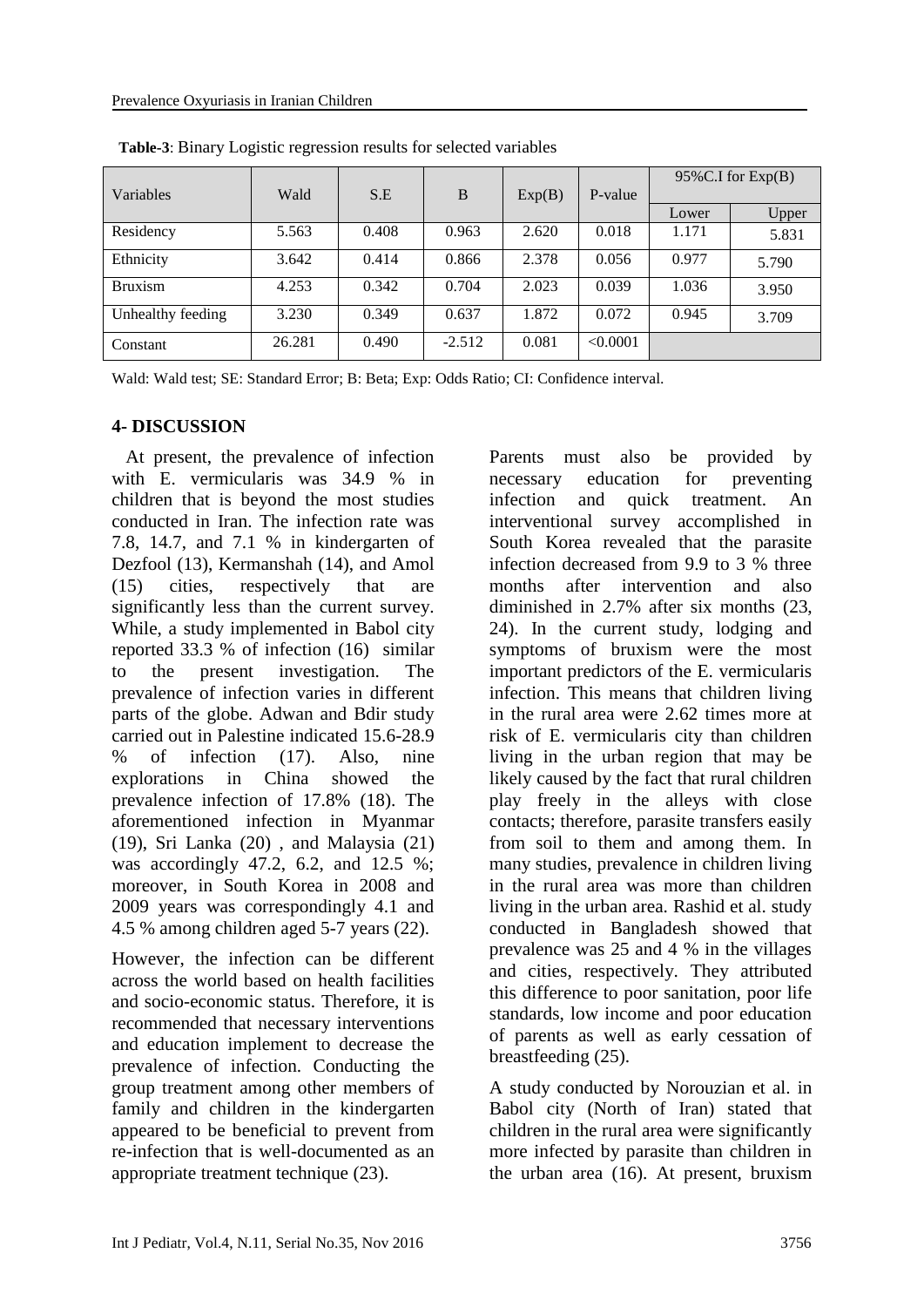**Table-3**: Binary Logistic regression results for selected variables

| Variables | Wald | S.E | B | Exp(B) | P-value | 95%C.I for Exp(B) | |
|---|---|---|---|---|---|---|---|
| | | | | | | Lower | Upper |
| Residency | 5.563 | 0.408 | 0.963 | 2.620 | 0.018 | 1.171 | 5.831 |
| Ethnicity | 3.642 | 0.414 | 0.866 | 2.378 | 0.056 | 0.977 | 5.790 |
| Bruxism | 4.253 | 0.342 | 0.704 | 2.023 | 0.039 | 1.036 | 3.950 |
| Unhealthy feeding | 3.230 | 0.349 | 0.637 | 1.872 | 0.072 | 0.945 | 3.709 |
| Constant | 26.281 | 0.490 | -2.512 | 0.081 | <0.0001 | | |

Wald: Wald test; SE: Standard Error; B: Beta; Exp: Odds Ratio; CI: Confidence interval.

## 4- DISCUSSION

At present, the prevalence of infection with E. vermicularis was 34.9 % in children that is beyond the most studies conducted in Iran. The infection rate was 7.8, 14.7, and 7.1 % in kindergarten of Dezfool (13), Kermanshah (14), and Amol (15) cities, respectively that are significantly less than the current survey. While, a study implemented in Babol city reported 33.3 % of infection (16) similar to the present investigation. The prevalence of infection varies in different parts of the globe. Adwan and Bdir study carried out in Palestine indicated 15.6-28.9 % of infection (17). Also, nine explorations in China showed the prevalence infection of 17.8% (18). The aforementioned infection in Myanmar (19), Sri Lanka (20) , and Malaysia (21) was accordingly 47.2, 6.2, and 12.5 %; moreover, in South Korea in 2008 and 2009 years was correspondingly 4.1 and 4.5 % among children aged 5-7 years (22).

However, the infection can be different across the world based on health facilities and socio-economic status. Therefore, it is recommended that necessary interventions and education implement to decrease the prevalence of infection. Conducting the group treatment among other members of family and children in the kindergarten appeared to be beneficial to prevent from re-infection that is well-documented as an appropriate treatment technique (23).

Parents must also be provided by necessary education for preventing infection and quick treatment. An interventional survey accomplished in South Korea revealed that the parasite infection decreased from 9.9 to 3 % three months after intervention and also diminished in 2.7% after six months (23, 24). In the current study, lodging and symptoms of bruxism were the most important predictors of the E. vermicularis infection. This means that children living in the rural area were 2.62 times more at risk of E. vermicularis city than children living in the urban region that may be likely caused by the fact that rural children play freely in the alleys with close contacts; therefore, parasite transfers easily from soil to them and among them. In many studies, prevalence in children living in the rural area was more than children living in the urban area. Rashid et al. study conducted in Bangladesh showed that prevalence was 25 and 4 % in the villages and cities, respectively. They attributed this difference to poor sanitation, poor life standards, low income and poor education of parents as well as early cessation of breastfeeding (25).

A study conducted by Norouzian et al. in Babol city (North of Iran) stated that children in the rural area were significantly more infected by parasite than children in the urban area (16). At present, bruxism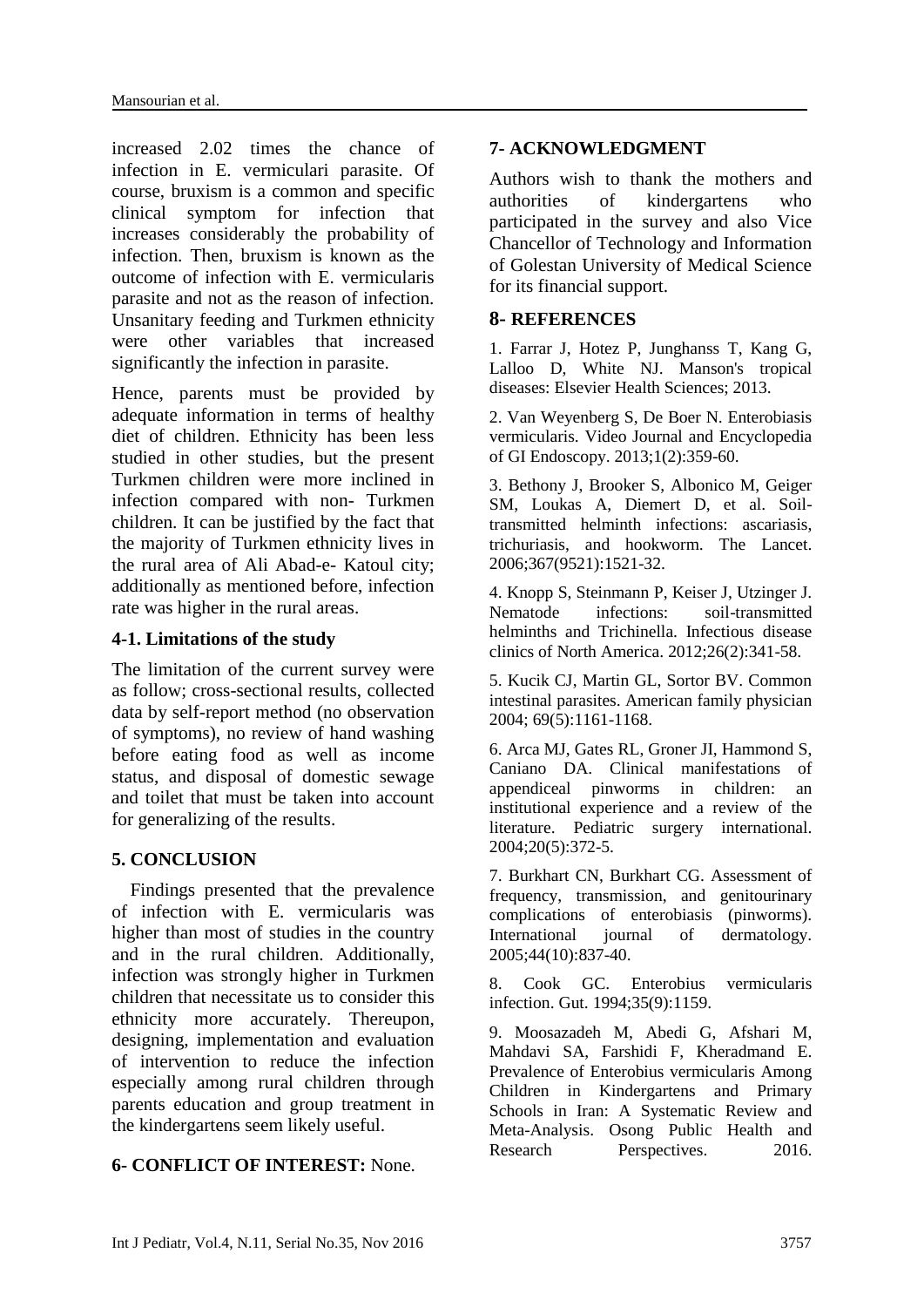increased 2.02 times the chance of infection in E. vermiculari parasite. Of course, bruxism is a common and specific clinical symptom for infection that increases considerably the probability of infection. Then, bruxism is known as the outcome of infection with E. vermicularis parasite and not as the reason of infection. Unsanitary feeding and Turkmen ethnicity were other variables that increased significantly the infection in parasite.

Hence, parents must be provided by adequate information in terms of healthy diet of children. Ethnicity has been less studied in other studies, but the present Turkmen children were more inclined in infection compared with non- Turkmen children. It can be justified by the fact that the majority of Turkmen ethnicity lives in the rural area of Ali Abad-e- Katoul city; additionally as mentioned before, infection rate was higher in the rural areas.

### 4-1. Limitations of the study

The limitation of the current survey were as follow; cross-sectional results, collected data by self-report method (no observation of symptoms), no review of hand washing before eating food as well as income status, and disposal of domestic sewage and toilet that must be taken into account for generalizing of the results.

## 5. CONCLUSION

Findings presented that the prevalence of infection with E. vermicularis was higher than most of studies in the country and in the rural children. Additionally, infection was strongly higher in Turkmen children that necessitate us to consider this ethnicity more accurately. Thereupon, designing, implementation and evaluation of intervention to reduce the infection especially among rural children through parents education and group treatment in the kindergartens seem likely useful.

## 6- CONFLICT OF INTEREST: None.

## 7- ACKNOWLEDGMENT

Authors wish to thank the mothers and authorities of kindergartens who participated in the survey and also Vice Chancellor of Technology and Information of Golestan University of Medical Science for its financial support.

## 8- REFERENCES

1. Farrar J, Hotez P, Junghanss T, Kang G, Lalloo D, White NJ. Manson's tropical diseases: Elsevier Health Sciences; 2013.

2. Van Weyenberg S, De Boer N. Enterobiasis vermicularis. Video Journal and Encyclopedia of GI Endoscopy. 2013;1(2):359-60.

3. Bethony J, Brooker S, Albonico M, Geiger SM, Loukas A, Diemert D, et al. Soil-transmitted helminth infections: ascariasis, trichuriasis, and hookworm. The Lancet. 2006;367(9521):1521-32.

4. Knopp S, Steinmann P, Keiser J, Utzinger J. Nematode infections: soil-transmitted helminths and Trichinella. Infectious disease clinics of North America. 2012;26(2):341-58.

5. Kucik CJ, Martin GL, Sortor BV. Common intestinal parasites. American family physician 2004; 69(5):1161-1168.

6. Arca MJ, Gates RL, Groner JI, Hammond S, Caniano DA. Clinical manifestations of appendiceal pinworms in children: an institutional experience and a review of the literature. Pediatric surgery international. 2004;20(5):372-5.

7. Burkhart CN, Burkhart CG. Assessment of frequency, transmission, and genitourinary complications of enterobiasis (pinworms). International journal of dermatology. 2005;44(10):837-40.

8. Cook GC. Enterobius vermicularis infection. Gut. 1994;35(9):1159.

9. Moosazadeh M, Abedi G, Afshari M, Mahdavi SA, Farshidi F, Kheradmand E. Prevalence of Enterobius vermicularis Among Children in Kindergartens and Primary Schools in Iran: A Systematic Review and Meta-Analysis. Osong Public Health and Research Perspectives. 2016.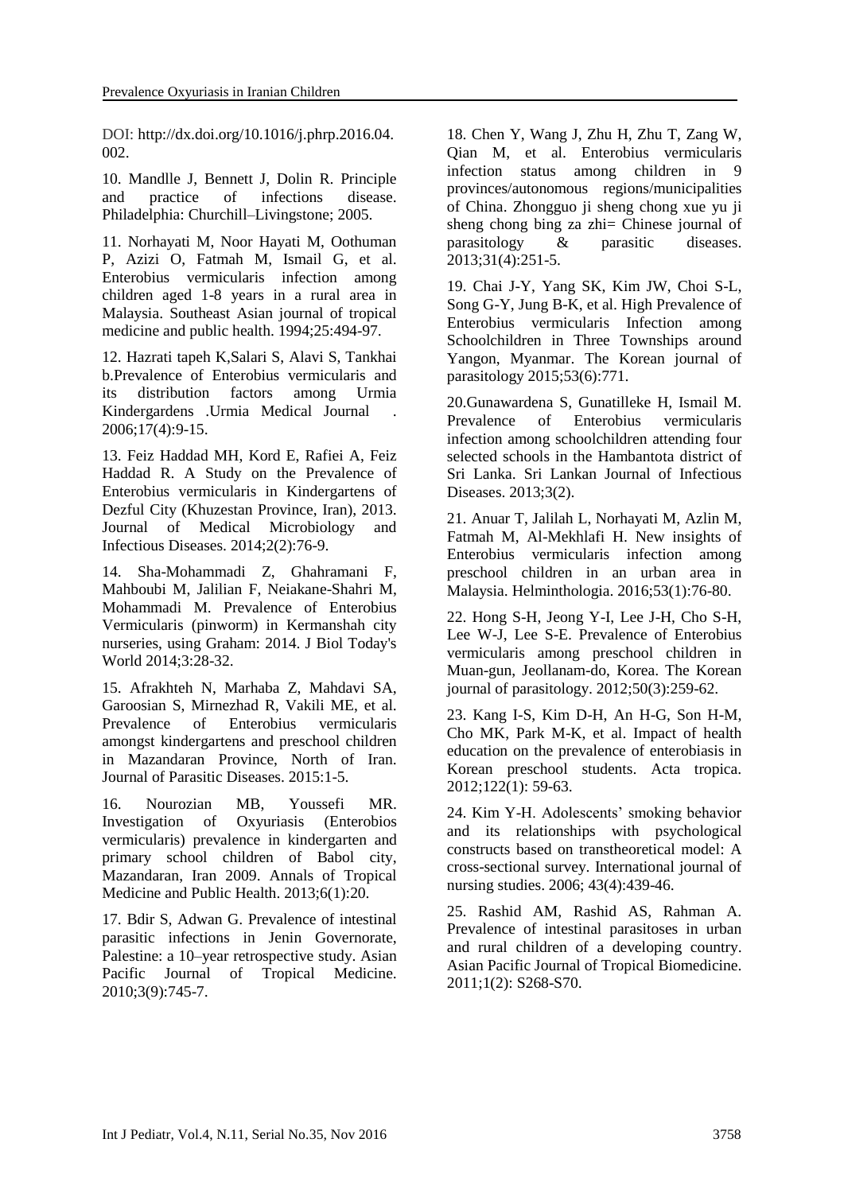DOI: http://dx.doi.org/10.1016/j.phrp.2016.04.002.

10. Mandlle J, Bennett J, Dolin R. Principle and practice of infections disease. Philadelphia: Churchill–Livingstone; 2005.

11. Norhayati M, Noor Hayati M, Oothuman P, Azizi O, Fatmah M, Ismail G, et al. Enterobius vermicularis infection among children aged 1-8 years in a rural area in Malaysia. Southeast Asian journal of tropical medicine and public health. 1994;25:494-97.

12. Hazrati tapeh K,Salari S, Alavi S, Tankhai b.Prevalence of Enterobius vermicularis and its distribution factors among Urmia Kindergardens .Urmia Medical Journal . 2006;17(4):9-15.

13. Feiz Haddad MH, Kord E, Rafiei A, Feiz Haddad R. A Study on the Prevalence of Enterobius vermicularis in Kindergartens of Dezful City (Khuzestan Province, Iran), 2013. Journal of Medical Microbiology and Infectious Diseases. 2014;2(2):76-9.

14. Sha-Mohammadi Z, Ghahramani F, Mahboubi M, Jalilian F, Neiakane-Shahri M, Mohammadi M. Prevalence of Enterobius Vermicularis (pinworm) in Kermanshah city nurseries, using Graham: 2014. J Biol Today's World 2014;3:28-32.

15. Afrakhteh N, Marhaba Z, Mahdavi SA, Garoosian S, Mirnezhad R, Vakili ME, et al. Prevalence of Enterobius vermicularis amongst kindergartens and preschool children in Mazandaran Province, North of Iran. Journal of Parasitic Diseases. 2015:1-5.

16. Nourozian MB, Youssefi MR. Investigation of Oxyuriasis (Enterobios vermicularis) prevalence in kindergarten and primary school children of Babol city, Mazandaran, Iran 2009. Annals of Tropical Medicine and Public Health. 2013;6(1):20.

17. Bdir S, Adwan G. Prevalence of intestinal parasitic infections in Jenin Governorate, Palestine: a 10–year retrospective study. Asian Pacific Journal of Tropical Medicine. 2010;3(9):745-7.

18. Chen Y, Wang J, Zhu H, Zhu T, Zang W, Qian M, et al. Enterobius vermicularis infection status among children in 9 provinces/autonomous regions/municipalities of China. Zhongguo ji sheng chong xue yu ji sheng chong bing za zhi= Chinese journal of parasitology & parasitic diseases. 2013;31(4):251-5.

19. Chai J-Y, Yang SK, Kim JW, Choi S-L, Song G-Y, Jung B-K, et al. High Prevalence of Enterobius vermicularis Infection among Schoolchildren in Three Townships around Yangon, Myanmar. The Korean journal of parasitology 2015;53(6):771.

20.Gunawardena S, Gunatilleke H, Ismail M. Prevalence of Enterobius vermicularis infection among schoolchildren attending four selected schools in the Hambantota district of Sri Lanka. Sri Lankan Journal of Infectious Diseases. 2013;3(2).

21. Anuar T, Jalilah L, Norhayati M, Azlin M, Fatmah M, Al-Mekhlafi H. New insights of Enterobius vermicularis infection among preschool children in an urban area in Malaysia. Helminthologia. 2016;53(1):76-80.

22. Hong S-H, Jeong Y-I, Lee J-H, Cho S-H, Lee W-J, Lee S-E. Prevalence of Enterobius vermicularis among preschool children in Muan-gun, Jeollanam-do, Korea. The Korean journal of parasitology. 2012;50(3):259-62.

23. Kang I-S, Kim D-H, An H-G, Son H-M, Cho MK, Park M-K, et al. Impact of health education on the prevalence of enterobiasis in Korean preschool students. Acta tropica. 2012;122(1): 59-63.

24. Kim Y-H. Adolescents' smoking behavior and its relationships with psychological constructs based on transtheoretical model: A cross-sectional survey. International journal of nursing studies. 2006; 43(4):439-46.

25. Rashid AM, Rashid AS, Rahman A. Prevalence of intestinal parasitoses in urban and rural children of a developing country. Asian Pacific Journal of Tropical Biomedicine. 2011;1(2): S268-S70.